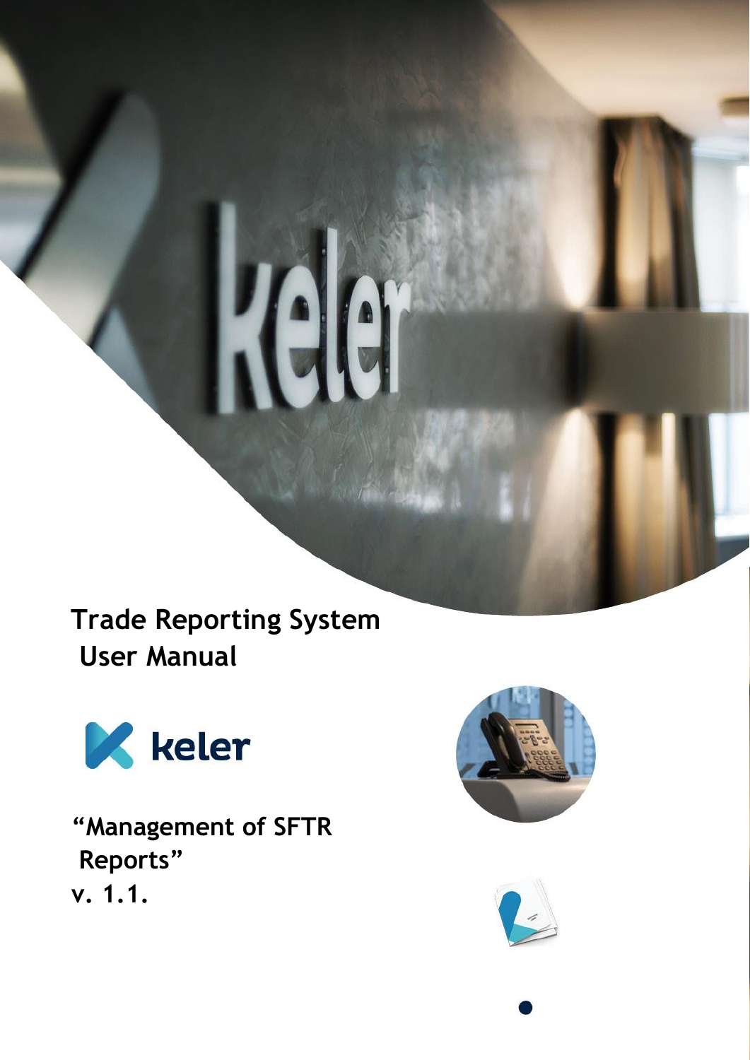# Trade Reporting System User Manual

“Management of SFTR Reports”

v. 1.1.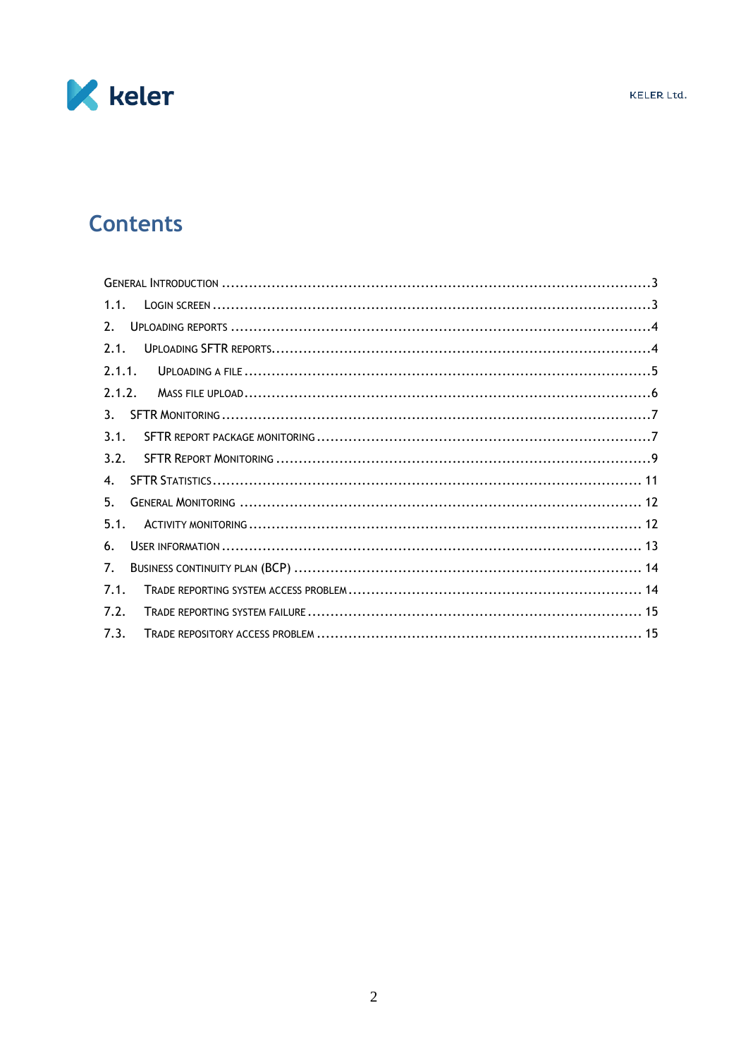# Contents

General Introduction ........................................................................................3

1.1. Login screen ........................................................................................3

2. Uploading reports ........................................................................................4

2.1. Uploading SFTR reports........................................................................................4

2.1.1. Uploading a file ........................................................................................5

2.1.2. Mass file upload ........................................................................................6

3. SFTR Monitoring ........................................................................................7

3.1. SFTR report package monitoring ........................................................................................7

3.2. SFTR Report Monitoring ........................................................................................9

4. SFTR Statistics ........................................................................................11

5. General Monitoring ........................................................................................12

5.1. Activity monitoring ........................................................................................12

6. User information ........................................................................................13

7. Business continuity plan (BCP) ........................................................................................14

7.1. Trade reporting system access problem ........................................................................................14

7.2. Trade reporting system failure ........................................................................................15

7.3. Trade repository access problem ........................................................................................15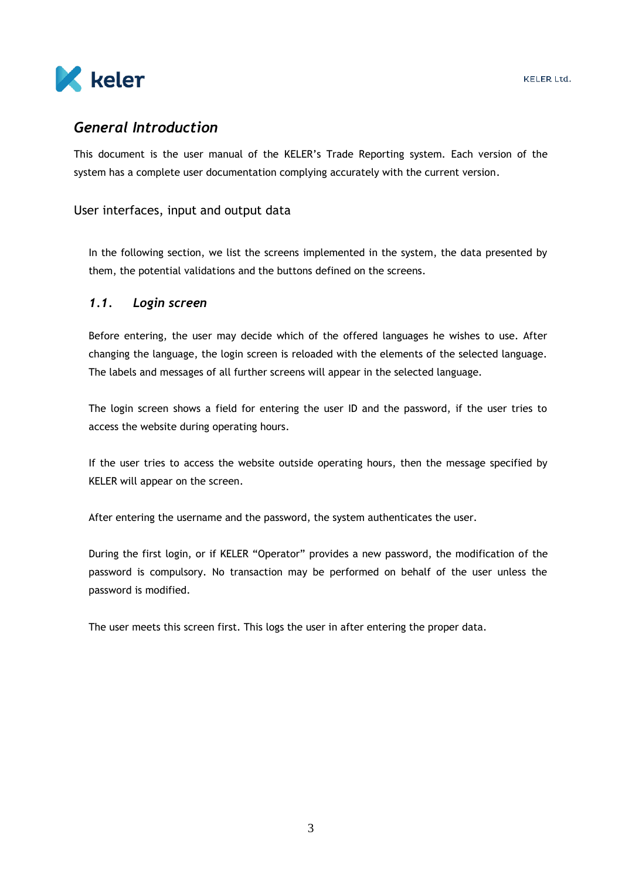# *General Introduction*

This document is the user manual of the KELER's Trade Reporting system. Each version of the system has a complete user documentation complying accurately with the current version.

## User interfaces, input and output data

In the following section, we list the screens implemented in the system, the data presented by them, the potential validations and the buttons defined on the screens.

### *1.1. Login screen*

Before entering, the user may decide which of the offered languages he wishes to use. After changing the language, the login screen is reloaded with the elements of the selected language. The labels and messages of all further screens will appear in the selected language.

The login screen shows a field for entering the user ID and the password, if the user tries to access the website during operating hours.

If the user tries to access the website outside operating hours, then the message specified by KELER will appear on the screen.

After entering the username and the password, the system authenticates the user.

During the first login, or if KELER "Operator" provides a new password, the modification of the password is compulsory. No transaction may be performed on behalf of the user unless the password is modified.

The user meets this screen first. This logs the user in after entering the proper data.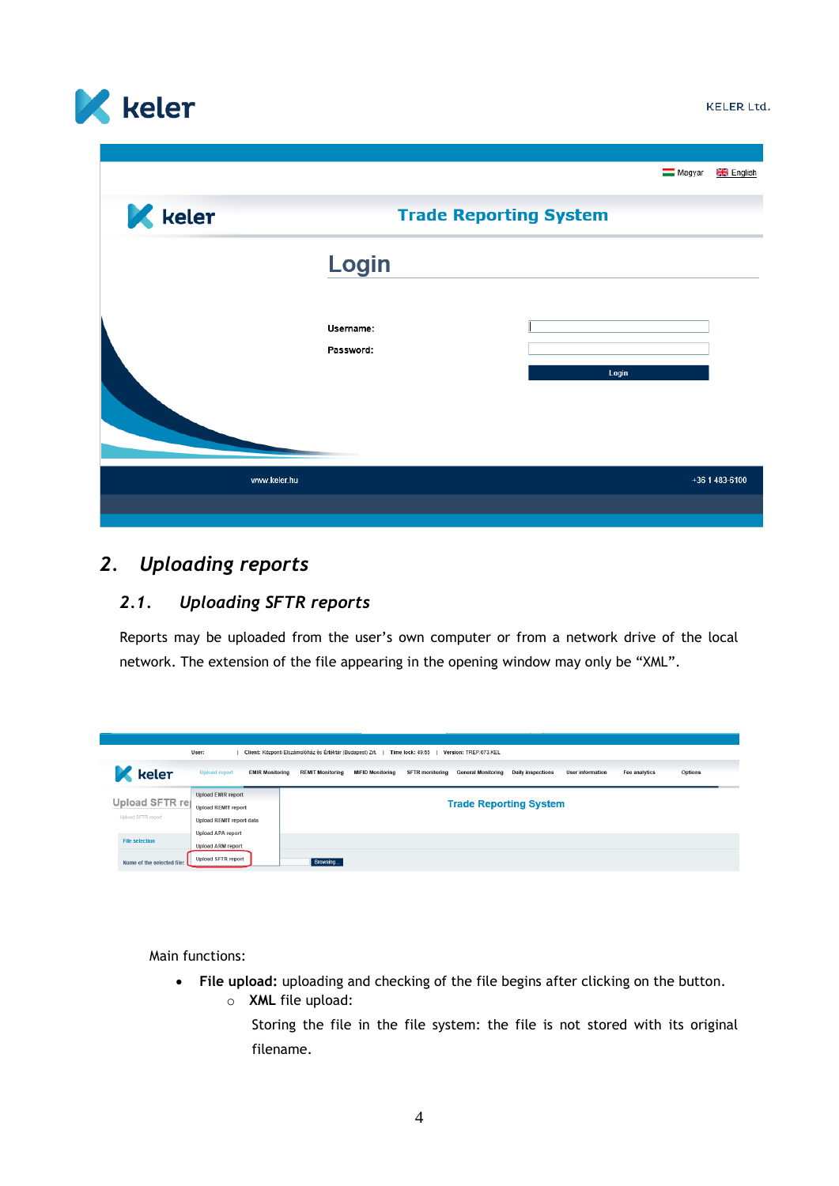## 2. Uploading reports

### 2.1. Uploading SFTR reports

Reports may be uploaded from the user's own computer or from a network drive of the local network. The extension of the file appearing in the opening window may only be "XML".

Main functions:

- **File upload:** uploading and checking of the file begins after clicking on the button.
  - **XML** file upload:

    Storing the file in the file system: the file is not stored with its original filename.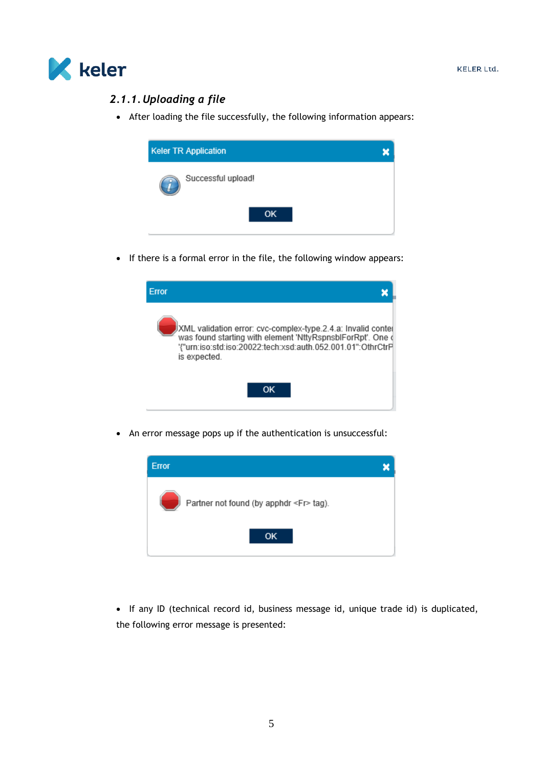### 2.1.1. *Uploading a file*

- After loading the file successfully, the following information appears:

Keler TR Application

Successful upload!

OK

- If there is a formal error in the file, the following window appears:

Error

XML validation error: cvc-complex-type.2.4.a: Invalid conte was found starting with element 'NttyRspnsblForRpt'. One '{"urn:iso:std:iso:20022:tech:xsd:auth.052.001.01":OthrCtrP is expected.

OK

- An error message pops up if the authentication is unsuccessful:

Error

Partner not found (by apphdr <Fr> tag).

OK

- If any ID (technical record id, business message id, unique trade id) is duplicated, the following error message is presented: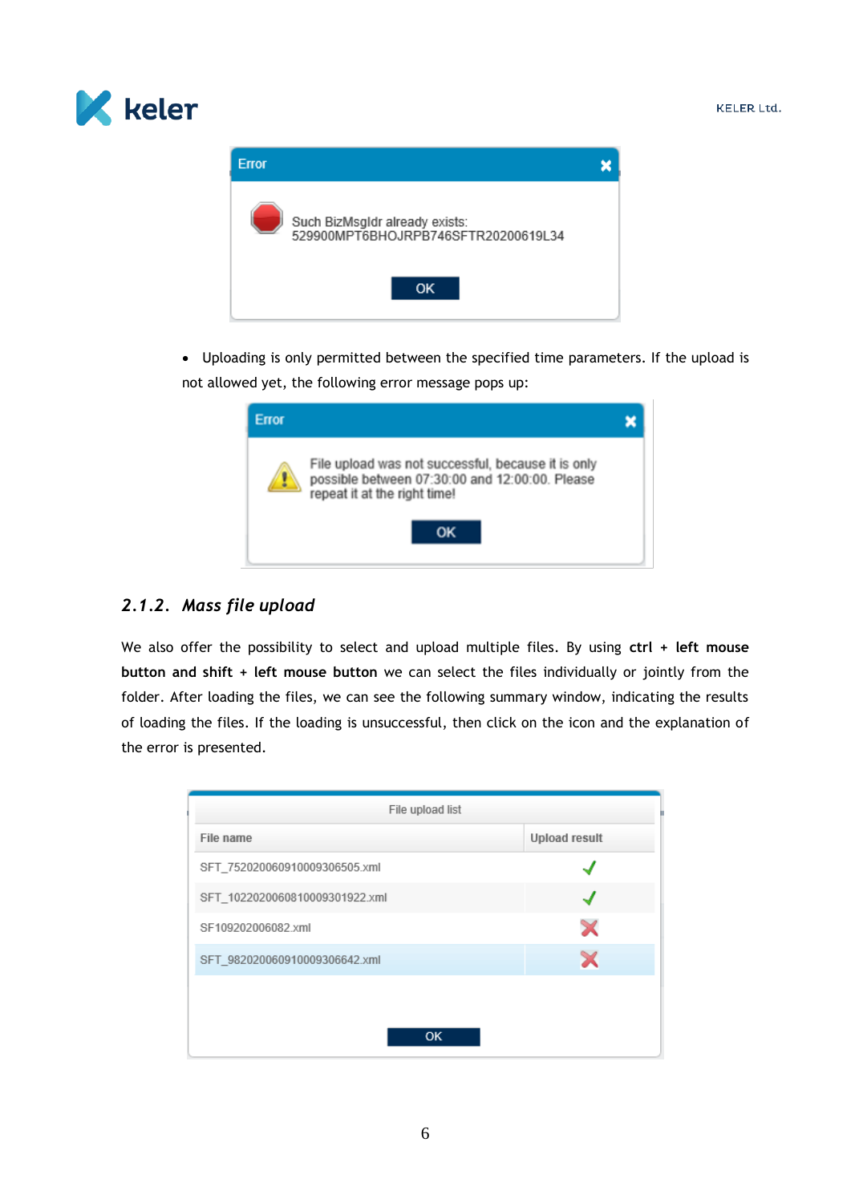Error

Such BizMsgIdr already exists:
529900MPT6BHOJRPB746SFTR20200619L34

OK

- Uploading is only permitted between the specified time parameters. If the upload is not allowed yet, the following error message pops up:

Error

File upload was not successful, because it is only possible between 07:30:00 and 12:00:00. Please repeat it at the right time!

OK

### 2.1.2. *Mass file upload*

We also offer the possibility to select and upload multiple files. By using **ctrl + left mouse button and shift + left mouse button** we can select the files individually or jointly from the folder. After loading the files, we can see the following summary window, indicating the results of loading the files. If the loading is unsuccessful, then click on the icon and the explanation of the error is presented.

File upload list

| File name | Upload result |
|---|---|
| SFT_752020060910009306505.xml | ✓ |
| SFT_102202006081000930l922.xml | ✓ |
| SF109202006082.xml | ✗ |
| SFT_982020060910009306642.xml | ✗ |

OK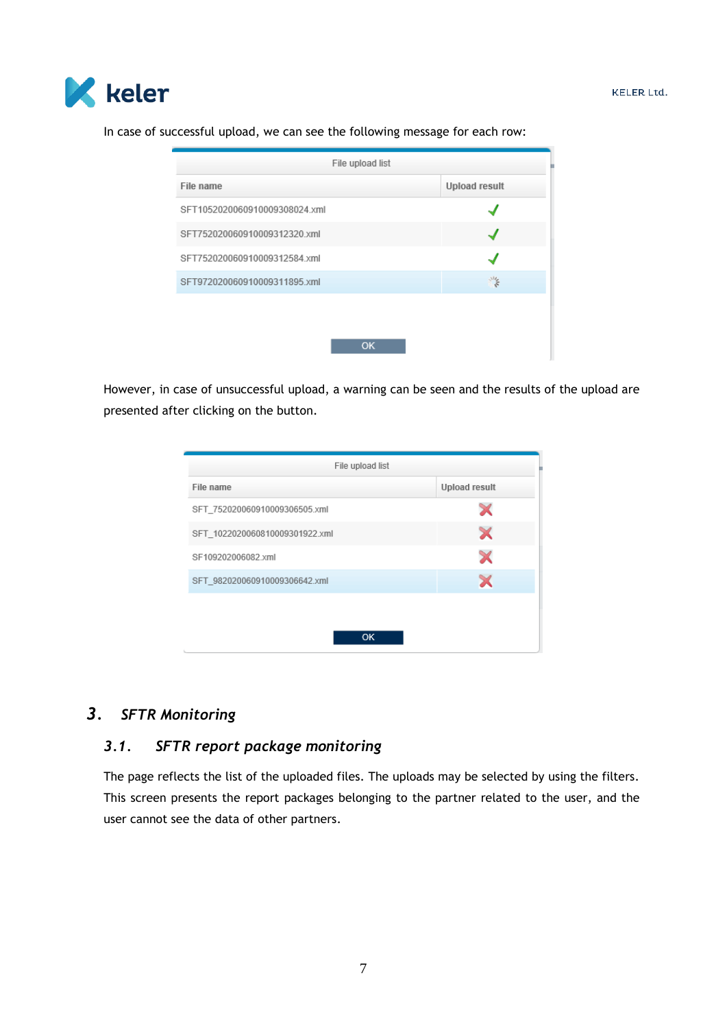In case of successful upload, we can see the following message for each row:

| File name | Upload result |
| --- | --- |
| SFT1052020060910009308024.xml | ✓ |
| SFT752020060910009312320.xml | ✓ |
| SFT752020060910009312584.xml | ✓ |
| SFT972020060910009311895.xml | |

However, in case of unsuccessful upload, a warning can be seen and the results of the upload are presented after clicking on the button.

| File name | Upload result |
| --- | --- |
| SFT_752020060910009306505.xml | ✗ |
| SFT_1022020060810009301922.xml | ✗ |
| SF109202006082.xml | ✗ |
| SFT_982020060910009306642.xml | ✗ |

# 3. *SFTR Monitoring*

## 3.1. *SFTR report package monitoring*

The page reflects the list of the uploaded files. The uploads may be selected by using the filters. This screen presents the report packages belonging to the partner related to the user, and the user cannot see the data of other partners.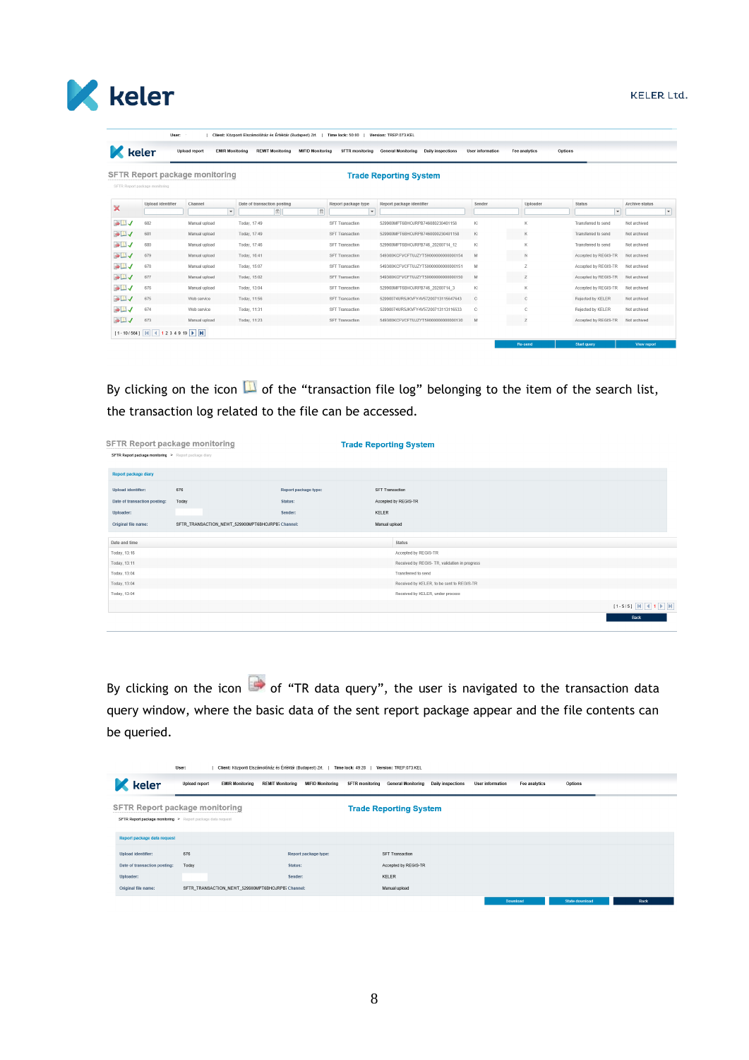By clicking on the icon of the “transaction file log” belonging to the item of the search list, the transaction log related to the file can be accessed.

By clicking on the icon of “TR data query”, the user is navigated to the transaction data query window, where the basic data of the sent report package appear and the file contents can be queried.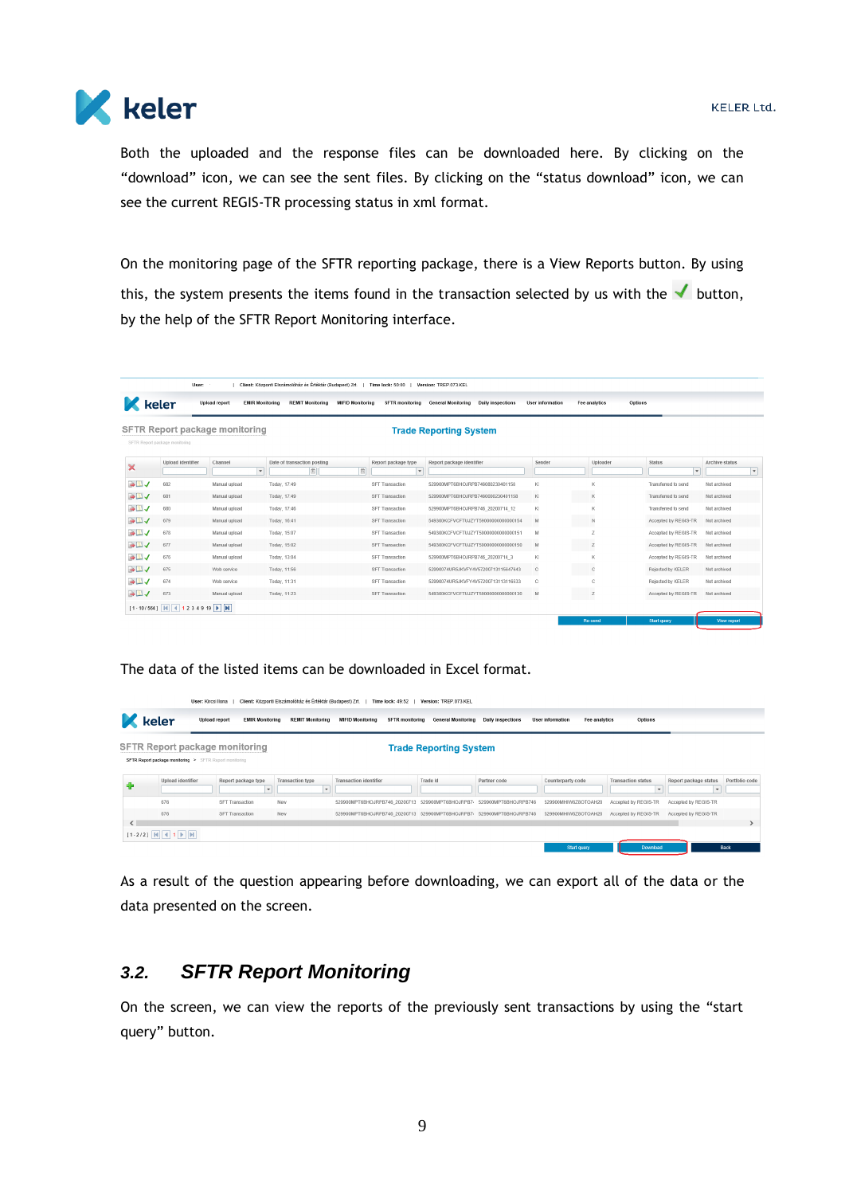Both the uploaded and the response files can be downloaded here. By clicking on the "download" icon, we can see the sent files. By clicking on the "status download" icon, we can see the current REGIS-TR processing status in xml format.

On the monitoring page of the SFTR reporting package, there is a View Reports button. By using this, the system presents the items found in the transaction selected by us with the ✓ button, by the help of the SFTR Report Monitoring interface.

The data of the listed items can be downloaded in Excel format.

As a result of the question appearing before downloading, we can export all of the data or the data presented on the screen.

## 3.2. SFTR Report Monitoring

On the screen, we can view the reports of the previously sent transactions by using the "start query" button.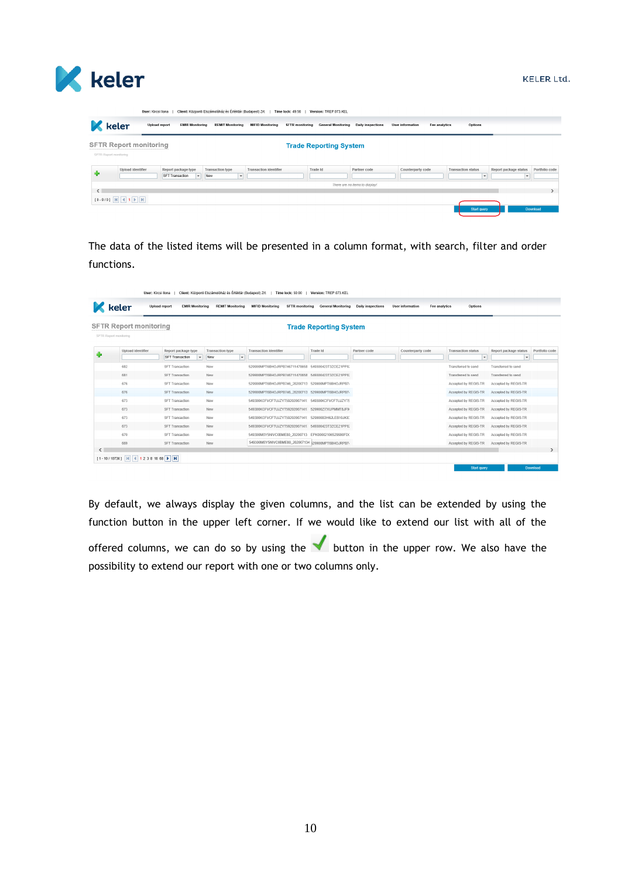The data of the listed items will be presented in a column format, with search, filter and order functions.

By default, we always display the given columns, and the list can be extended by using the function button in the upper left corner. If we would like to extend our list with all of the offered columns, we can do so by using the ✓ button in the upper row. We also have the possibility to extend our report with one or two columns only.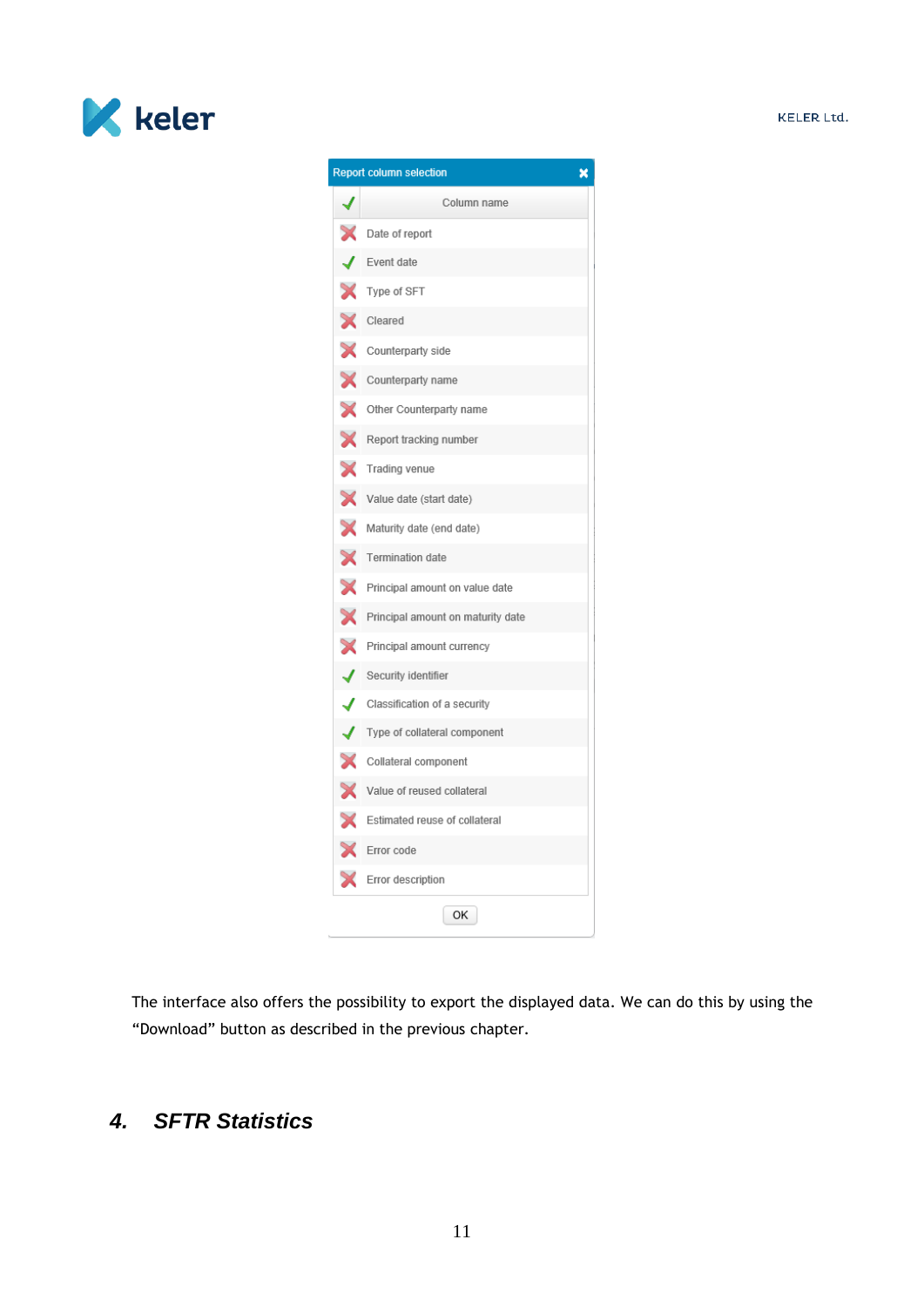| ✓ | Column name |
|---|---|
| ✗ | Date of report |
| ✓ | Event date |
| ✗ | Type of SFT |
| ✗ | Cleared |
| ✗ | Counterparty side |
| ✗ | Counterparty name |
| ✗ | Other Counterparty name |
| ✗ | Report tracking number |
| ✗ | Trading venue |
| ✗ | Value date (start date) |
| ✗ | Maturity date (end date) |
| ✗ | Termination date |
| ✗ | Principal amount on value date |
| ✗ | Principal amount on maturity date |
| ✗ | Principal amount currency |
| ✓ | Security identifier |
| ✓ | Classification of a security |
| ✓ | Type of collateral component |
| ✗ | Collateral component |
| ✗ | Value of reused collateral |
| ✗ | Estimated reuse of collateral |
| ✗ | Error code |
| ✗ | Error description |

The interface also offers the possibility to export the displayed data. We can do this by using the "Download" button as described in the previous chapter.

# 4. SFTR Statistics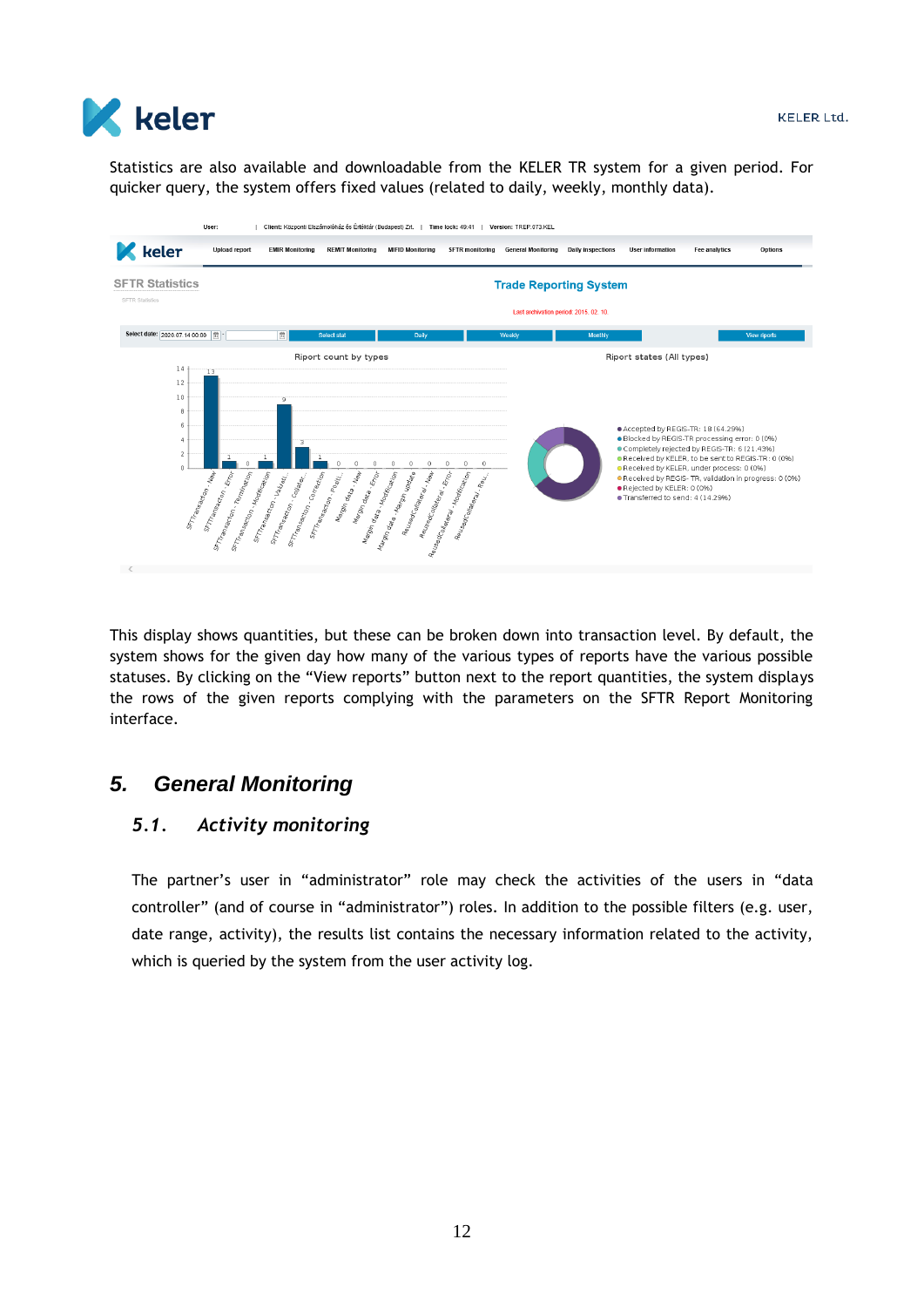Statistics are also available and downloadable from the KELER TR system for a given period. For quicker query, the system offers fixed values (related to daily, weekly, monthly data).

This display shows quantities, but these can be broken down into transaction level. By default, the system shows for the given day how many of the various types of reports have the various possible statuses. By clicking on the “View reports” button next to the report quantities, the system displays the rows of the given reports complying with the parameters on the SFTR Report Monitoring interface.

# 5. General Monitoring

## 5.1. Activity monitoring

The partner’s user in “administrator” role may check the activities of the users in “data controller” (and of course in “administrator”) roles. In addition to the possible filters (e.g. user, date range, activity), the results list contains the necessary information related to the activity, which is queried by the system from the user activity log.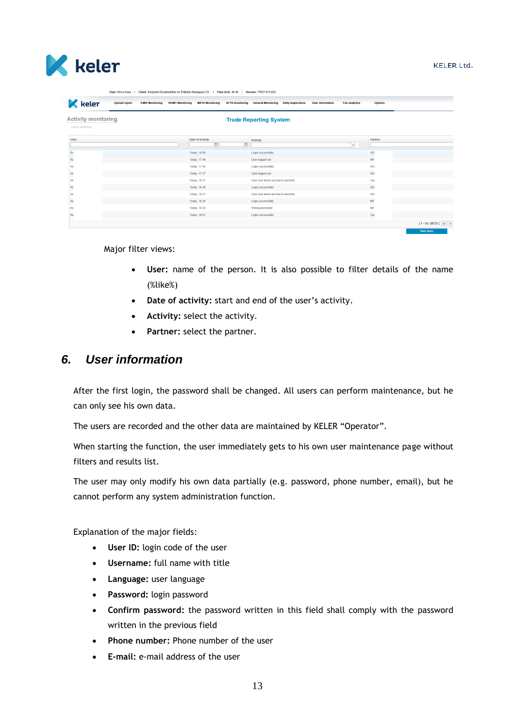Major filter views:

- **User:** name of the person. It is also possible to filter details of the name (%like%)
- **Date of activity:** start and end of the user's activity.
- **Activity:** select the activity.
- **Partner:** select the partner.

## 6. *User information*

After the first login, the password shall be changed. All users can perform maintenance, but he can only see his own data.

The users are recorded and the other data are maintained by KELER "Operator".

When starting the function, the user immediately gets to his own user maintenance page without filters and results list.

The user may only modify his own data partially (e.g. password, phone number, email), but he cannot perform any system administration function.

Explanation of the major fields:

- **User ID:** login code of the user
- **Username:** full name with title
- **Language:** user language
- **Password:** login password
- **Confirm password:** the password written in this field shall comply with the password written in the previous field
- **Phone number:** Phone number of the user
- **E-mail:** e-mail address of the user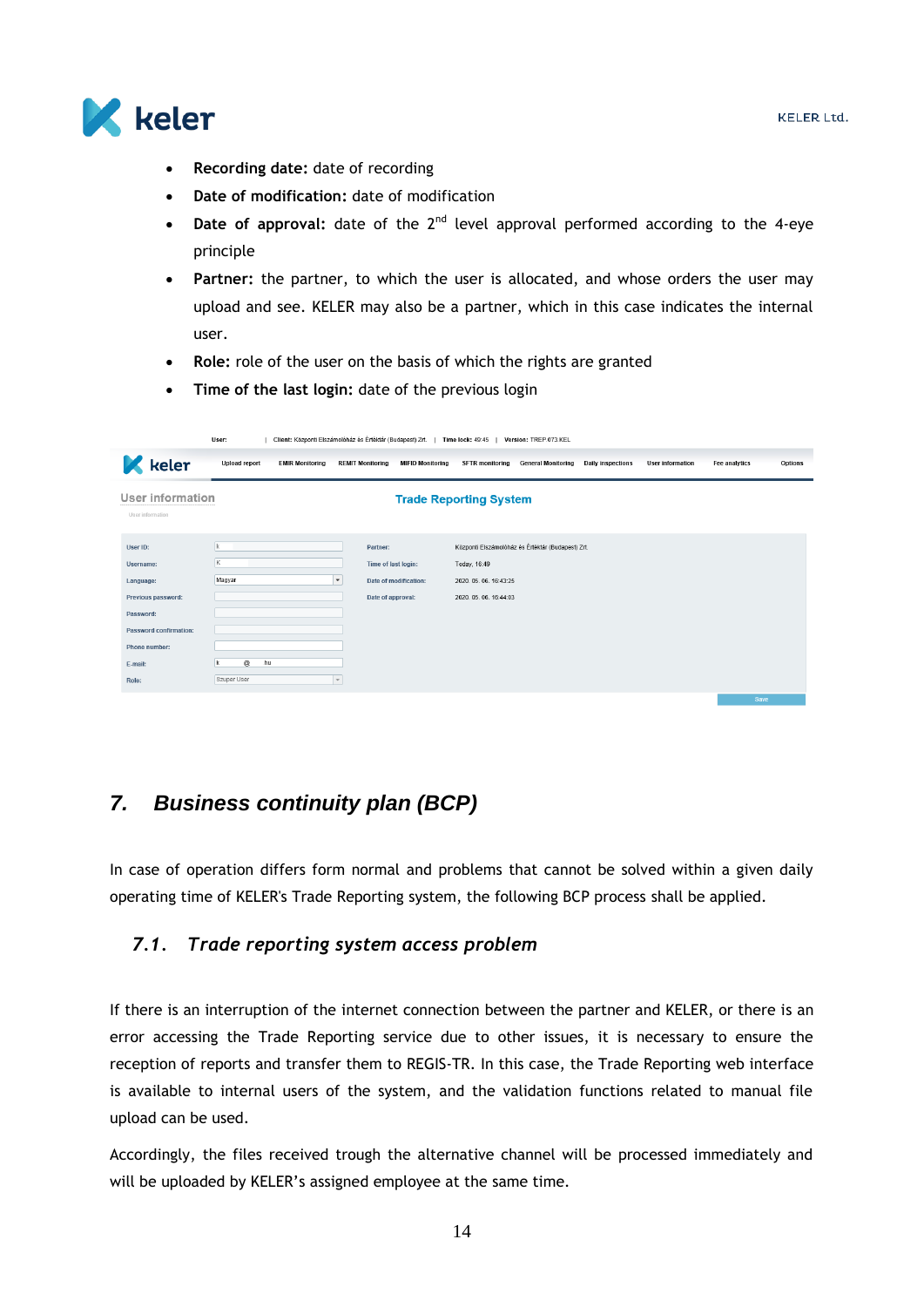- **Recording date:** date of recording
- **Date of modification:** date of modification
- **Date of approval:** date of the 2nd level approval performed according to the 4-eye principle
- **Partner:** the partner, to which the user is allocated, and whose orders the user may upload and see. KELER may also be a partner, which in this case indicates the internal user.
- **Role:** role of the user on the basis of which the rights are granted
- **Time of the last login:** date of the previous login

## 7. Business continuity plan (BCP)

In case of operation differs form normal and problems that cannot be solved within a given daily operating time of KELER's Trade Reporting system, the following BCP process shall be applied.

### 7.1. Trade reporting system access problem

If there is an interruption of the internet connection between the partner and KELER, or there is an error accessing the Trade Reporting service due to other issues, it is necessary to ensure the reception of reports and transfer them to REGIS-TR. In this case, the Trade Reporting web interface is available to internal users of the system, and the validation functions related to manual file upload can be used.

Accordingly, the files received trough the alternative channel will be processed immediately and will be uploaded by KELER's assigned employee at the same time.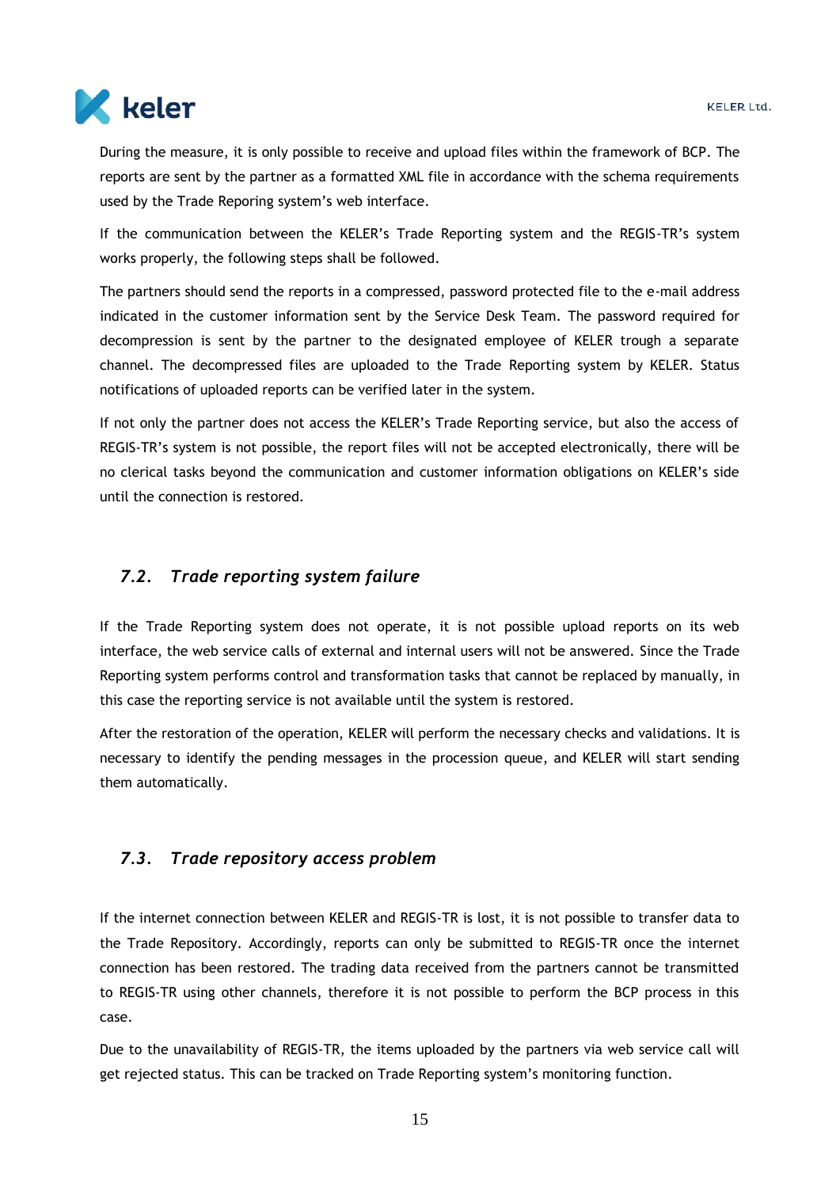During the measure, it is only possible to receive and upload files within the framework of BCP. The reports are sent by the partner as a formatted XML file in accordance with the schema requirements used by the Trade Reporing system's web interface.

If the communication between the KELER's Trade Reporting system and the REGIS-TR's system works properly, the following steps shall be followed.

The partners should send the reports in a compressed, password protected file to the e-mail address indicated in the customer information sent by the Service Desk Team. The password required for decompression is sent by the partner to the designated employee of KELER trough a separate channel. The decompressed files are uploaded to the Trade Reporting system by KELER. Status notifications of uploaded reports can be verified later in the system.

If not only the partner does not access the KELER's Trade Reporting service, but also the access of REGIS-TR's system is not possible, the report files will not be accepted electronically, there will be no clerical tasks beyond the communication and customer information obligations on KELER's side until the connection is restored.

## *7.2. Trade reporting system failure*

If the Trade Reporting system does not operate, it is not possible upload reports on its web interface, the web service calls of external and internal users will not be answered. Since the Trade Reporting system performs control and transformation tasks that cannot be replaced by manually, in this case the reporting service is not available until the system is restored.

After the restoration of the operation, KELER will perform the necessary checks and validations. It is necessary to identify the pending messages in the procession queue, and KELER will start sending them automatically.

## *7.3. Trade repository access problem*

If the internet connection between KELER and REGIS-TR is lost, it is not possible to transfer data to the Trade Repository. Accordingly, reports can only be submitted to REGIS-TR once the internet connection has been restored. The trading data received from the partners cannot be transmitted to REGIS-TR using other channels, therefore it is not possible to perform the BCP process in this case.

Due to the unavailability of REGIS-TR, the items uploaded by the partners via web service call will get rejected status. This can be tracked on Trade Reporting system's monitoring function.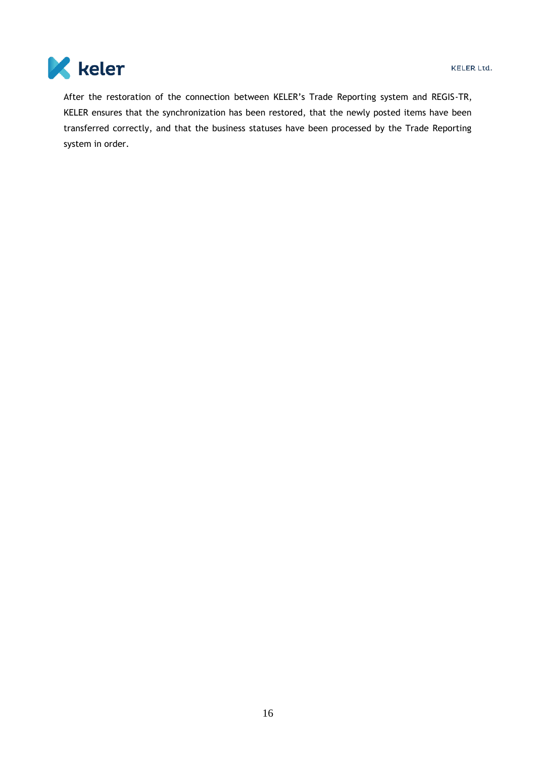After the restoration of the connection between KELER's Trade Reporting system and REGIS-TR, KELER ensures that the synchronization has been restored, that the newly posted items have been transferred correctly, and that the business statuses have been processed by the Trade Reporting system in order.